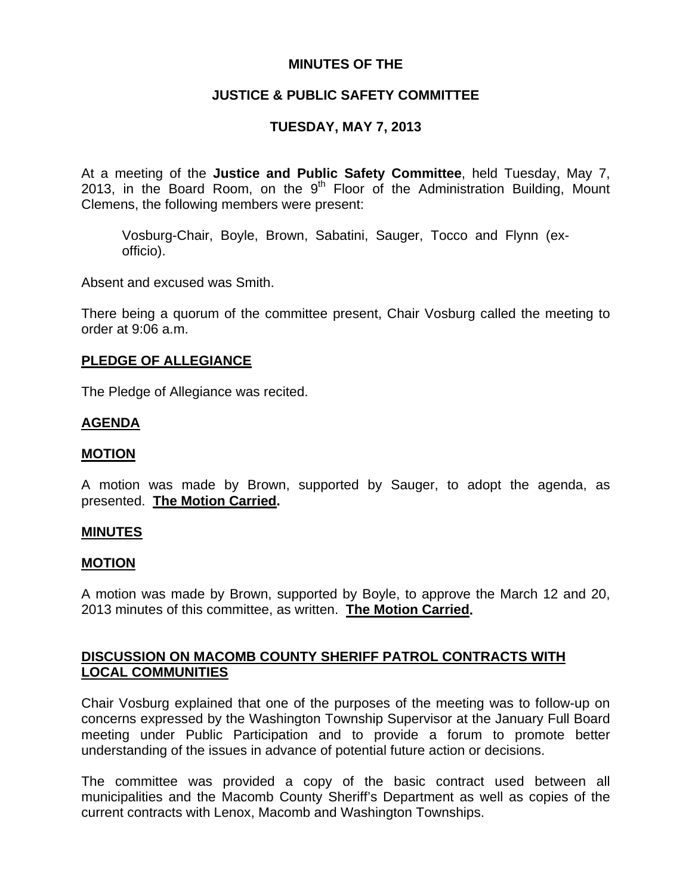# MINUTES OF THE

# JUSTICE & PUBLIC SAFETY COMMITTEE

# TUESDAY, MAY 7, 2013

At a meeting of the **Justice and Public Safety Committee**, held Tuesday, May 7, 2013, in the Board Room, on the 9th Floor of the Administration Building, Mount Clemens, the following members were present:

> Vosburg-Chair, Boyle, Brown, Sabatini, Sauger, Tocco and Flynn (ex-officio).

Absent and excused was Smith.

There being a quorum of the committee present, Chair Vosburg called the meeting to order at 9:06 a.m.

## PLEDGE OF ALLEGIANCE

The Pledge of Allegiance was recited.

## AGENDA

## MOTION

A motion was made by Brown, supported by Sauger, to adopt the agenda, as presented. **The Motion Carried.**

## MINUTES

## MOTION

A motion was made by Brown, supported by Boyle, to approve the March 12 and 20, 2013 minutes of this committee, as written. **The Motion Carried.**

## DISCUSSION ON MACOMB COUNTY SHERIFF PATROL CONTRACTS WITH LOCAL COMMUNITIES

Chair Vosburg explained that one of the purposes of the meeting was to follow-up on concerns expressed by the Washington Township Supervisor at the January Full Board meeting under Public Participation and to provide a forum to promote better understanding of the issues in advance of potential future action or decisions.

The committee was provided a copy of the basic contract used between all municipalities and the Macomb County Sheriff's Department as well as copies of the current contracts with Lenox, Macomb and Washington Townships.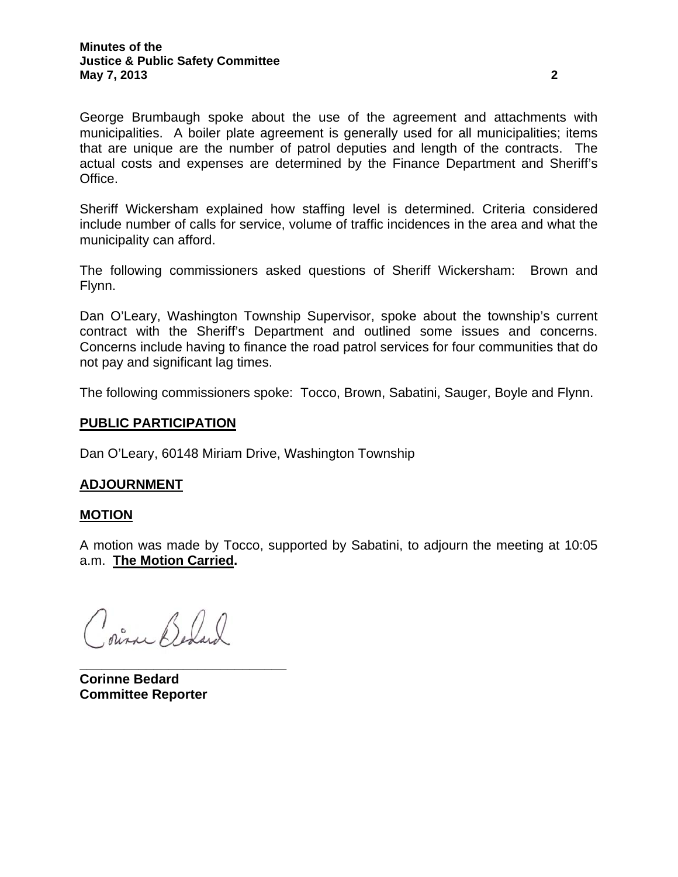George Brumbaugh spoke about the use of the agreement and attachments with municipalities. A boiler plate agreement is generally used for all municipalities; items that are unique are the number of patrol deputies and length of the contracts. The actual costs and expenses are determined by the Finance Department and Sheriff's Office.

Sheriff Wickersham explained how staffing level is determined. Criteria considered include number of calls for service, volume of traffic incidences in the area and what the municipality can afford.

The following commissioners asked questions of Sheriff Wickersham: Brown and Flynn.

Dan O'Leary, Washington Township Supervisor, spoke about the township's current contract with the Sheriff's Department and outlined some issues and concerns. Concerns include having to finance the road patrol services for four communities that do not pay and significant lag times.

The following commissioners spoke: Tocco, Brown, Sabatini, Sauger, Boyle and Flynn.

## PUBLIC PARTICIPATION

Dan O'Leary, 60148 Miriam Drive, Washington Township

## ADJOURNMENT

## MOTION

A motion was made by Tocco, supported by Sabatini, to adjourn the meeting at 10:05 a.m. **The Motion Carried.**

Corinne Bedard

______________________________

**Corinne Bedard**
**Committee Reporter**